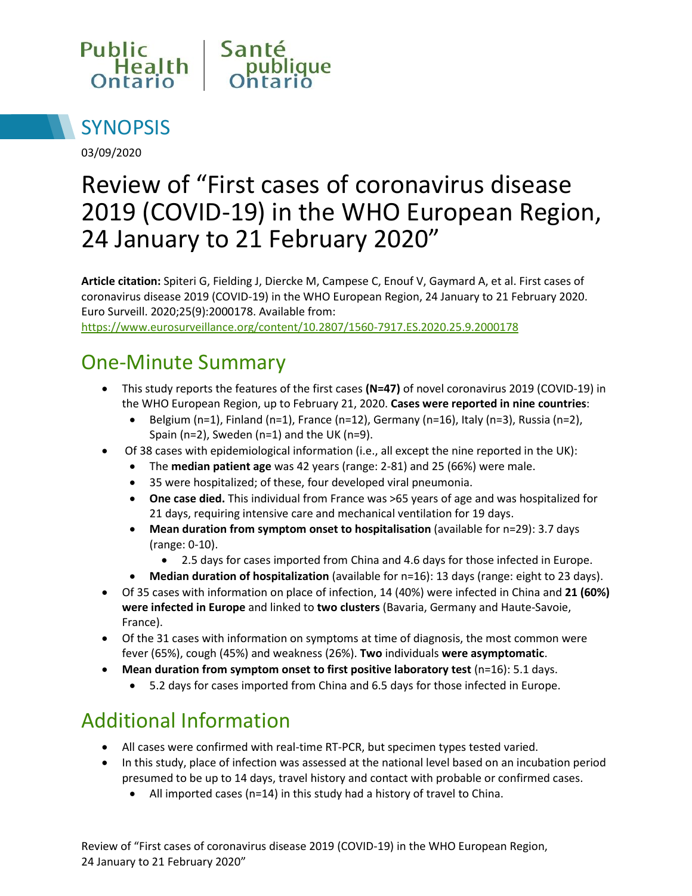Public Health Ontario | Santé publique Ontario

# SYNOPSIS

03/09/2020

# Review of "First cases of coronavirus disease 2019 (COVID-19) in the WHO European Region, 24 January to 21 February 2020"

**Article citation:** Spiteri G, Fielding J, Diercke M, Campese C, Enouf V, Gaymard A, et al. First cases of coronavirus disease 2019 (COVID-19) in the WHO European Region, 24 January to 21 February 2020. Euro Surveill. 2020;25(9):2000178. Available from: https://www.eurosurveillance.org/content/10.2807/1560-7917.ES.2020.25.9.2000178

## One-Minute Summary

- This study reports the features of the first cases **(N=47)** of novel coronavirus 2019 (COVID-19) in the WHO European Region, up to February 21, 2020. **Cases were reported in nine countries**:
  - Belgium (n=1), Finland (n=1), France (n=12), Germany (n=16), Italy (n=3), Russia (n=2), Spain (n=2), Sweden (n=1) and the UK (n=9).
- Of 38 cases with epidemiological information (i.e., all except the nine reported in the UK):
  - The **median patient age** was 42 years (range: 2-81) and 25 (66%) were male.
  - 35 were hospitalized; of these, four developed viral pneumonia.
  - **One case died.** This individual from France was >65 years of age and was hospitalized for 21 days, requiring intensive care and mechanical ventilation for 19 days.
  - **Mean duration from symptom onset to hospitalisation** (available for n=29): 3.7 days (range: 0-10).
    - 2.5 days for cases imported from China and 4.6 days for those infected in Europe.
  - **Median duration of hospitalization** (available for n=16): 13 days (range: eight to 23 days).
- Of 35 cases with information on place of infection, 14 (40%) were infected in China and **21 (60%) were infected in Europe** and linked to **two clusters** (Bavaria, Germany and Haute-Savoie, France).
- Of the 31 cases with information on symptoms at time of diagnosis, the most common were fever (65%), cough (45%) and weakness (26%). **Two** individuals **were asymptomatic**.
- **Mean duration from symptom onset to first positive laboratory test** (n=16): 5.1 days.
  - 5.2 days for cases imported from China and 6.5 days for those infected in Europe.

## Additional Information

- All cases were confirmed with real-time RT-PCR, but specimen types tested varied.
- In this study, place of infection was assessed at the national level based on an incubation period presumed to be up to 14 days, travel history and contact with probable or confirmed cases.
  - All imported cases (n=14) in this study had a history of travel to China.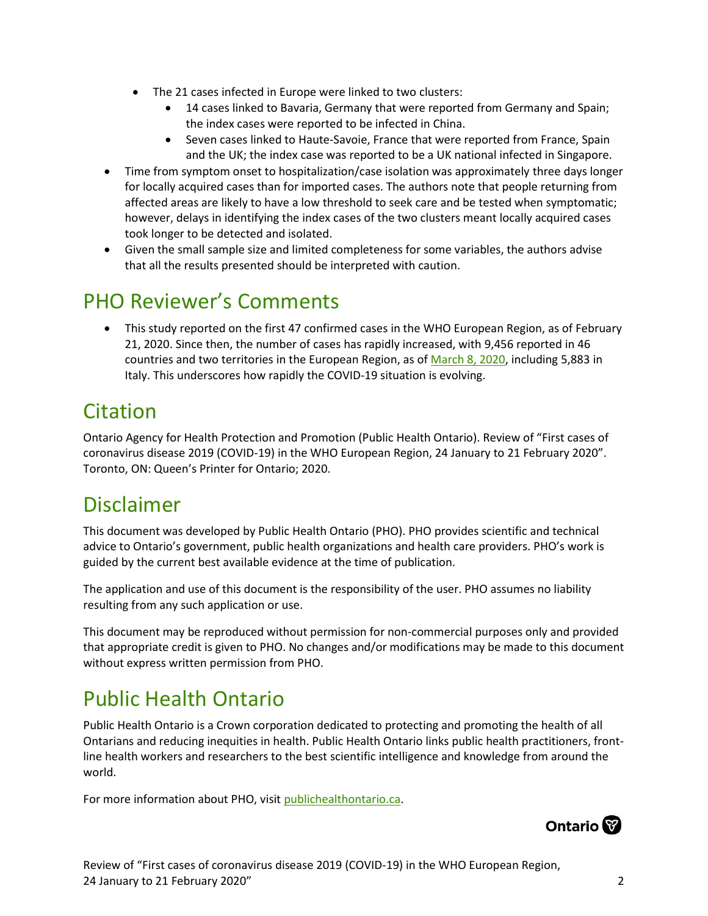- The 21 cases infected in Europe were linked to two clusters:
    - 14 cases linked to Bavaria, Germany that were reported from Germany and Spain; the index cases were reported to be infected in China.
    - Seven cases linked to Haute-Savoie, France that were reported from France, Spain and the UK; the index case was reported to be a UK national infected in Singapore.
- Time from symptom onset to hospitalization/case isolation was approximately three days longer for locally acquired cases than for imported cases. The authors note that people returning from affected areas are likely to have a low threshold to seek care and be tested when symptomatic; however, delays in identifying the index cases of the two clusters meant locally acquired cases took longer to be detected and isolated.
- Given the small sample size and limited completeness for some variables, the authors advise that all the results presented should be interpreted with caution.

# PHO Reviewer's Comments

- This study reported on the first 47 confirmed cases in the WHO European Region, as of February 21, 2020. Since then, the number of cases has rapidly increased, with 9,456 reported in 46 countries and two territories in the European Region, as of March 8, 2020, including 5,883 in Italy. This underscores how rapidly the COVID-19 situation is evolving.

# Citation

Ontario Agency for Health Protection and Promotion (Public Health Ontario). Review of "First cases of coronavirus disease 2019 (COVID-19) in the WHO European Region, 24 January to 21 February 2020". Toronto, ON: Queen's Printer for Ontario; 2020.

# Disclaimer

This document was developed by Public Health Ontario (PHO). PHO provides scientific and technical advice to Ontario's government, public health organizations and health care providers. PHO's work is guided by the current best available evidence at the time of publication.

The application and use of this document is the responsibility of the user. PHO assumes no liability resulting from any such application or use.

This document may be reproduced without permission for non-commercial purposes only and provided that appropriate credit is given to PHO. No changes and/or modifications may be made to this document without express written permission from PHO.

# Public Health Ontario

Public Health Ontario is a Crown corporation dedicated to protecting and promoting the health of all Ontarians and reducing inequities in health. Public Health Ontario links public health practitioners, front-line health workers and researchers to the best scientific intelligence and knowledge from around the world.

For more information about PHO, visit publichealthontario.ca.